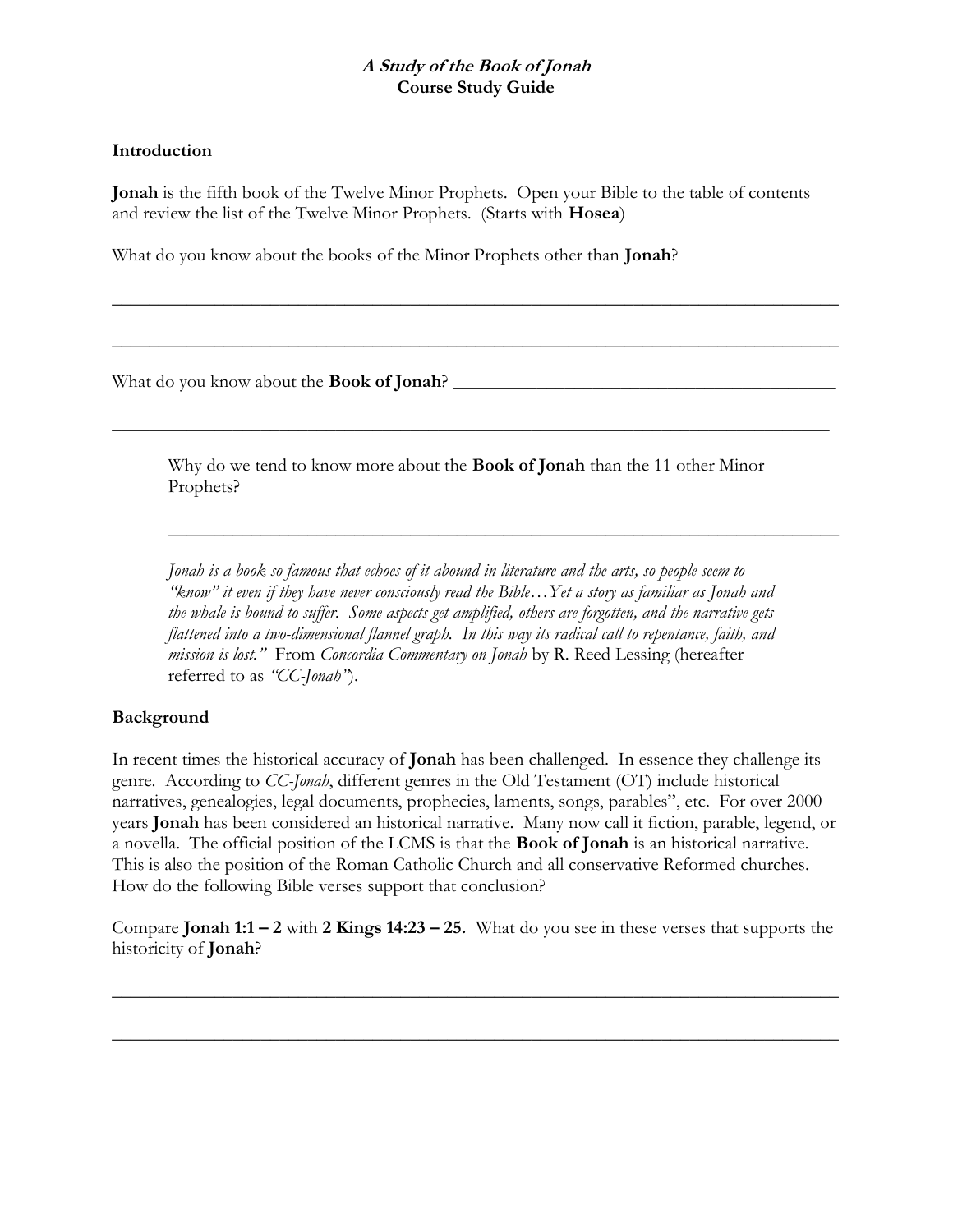# ***A Study of the Book of Jonah***
# **Course Study Guide**

## Introduction

**Jonah** is the fifth book of the Twelve Minor Prophets. Open your Bible to the table of contents and review the list of the Twelve Minor Prophets. (Starts with **Hosea**)

What do you know about the books of the Minor Prophets other than **Jonah**?

______________________________________________________________________________

______________________________________________________________________________

What do you know about the **Book of Jonah**? ____________________________________________

______________________________________________________________________________

> Why do we tend to know more about the **Book of Jonah** than the 11 other Minor Prophets?
>
> ______________________________________________________________________________
>
> *Jonah is a book so famous that echoes of it abound in literature and the arts, so people seem to "know" it even if they have never consciously read the Bible…Yet a story as familiar as Jonah and the whale is bound to suffer. Some aspects get amplified, others are forgotten, and the narrative gets flattened into a two-dimensional flannel graph. In this way its radical call to repentance, faith, and mission is lost."* From *Concordia Commentary on Jonah* by R. Reed Lessing (hereafter referred to as *"CC-Jonah"*).

## Background

In recent times the historical accuracy of **Jonah** has been challenged. In essence they challenge its genre. According to *CC-Jonah*, different genres in the Old Testament (OT) include historical narratives, genealogies, legal documents, prophecies, laments, songs, parables", etc. For over 2000 years **Jonah** has been considered an historical narrative. Many now call it fiction, parable, legend, or a novella. The official position of the LCMS is that the **Book of Jonah** is an historical narrative. This is also the position of the Roman Catholic Church and all conservative Reformed churches. How do the following Bible verses support that conclusion?

Compare **Jonah 1:1 – 2** with **2 Kings 14:23 – 25.** What do you see in these verses that supports the historicity of **Jonah**?

______________________________________________________________________________

______________________________________________________________________________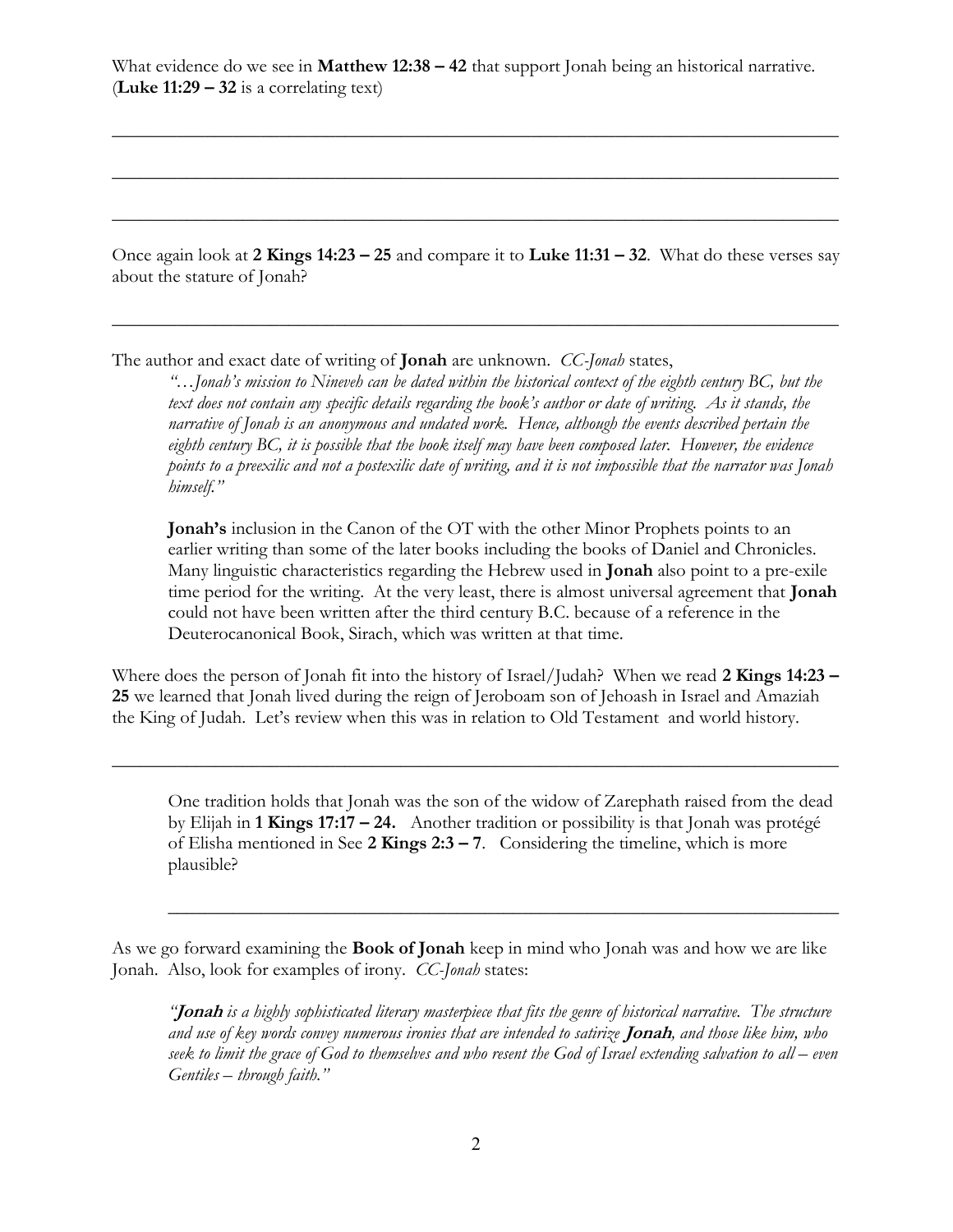What evidence do we see in **Matthew 12:38 – 42** that support Jonah being an historical narrative. (**Luke 11:29 – 32** is a correlating text)

___________________________________________________________________________

___________________________________________________________________________

___________________________________________________________________________

Once again look at **2 Kings 14:23 – 25** and compare it to **Luke 11:31 – 32**. What do these verses say about the stature of Jonah?

___________________________________________________________________________

The author and exact date of writing of **Jonah** are unknown. *CC-Jonah* states,

> *"…Jonah's mission to Nineveh can be dated within the historical context of the eighth century BC, but the text does not contain any specific details regarding the book's author or date of writing. As it stands, the narrative of Jonah is an anonymous and undated work. Hence, although the events described pertain the eighth century BC, it is possible that the book itself may have been composed later. However, the evidence points to a preexilic and not a postexilic date of writing, and it is not impossible that the narrator was Jonah himself."*
>
> **Jonah's** inclusion in the Canon of the OT with the other Minor Prophets points to an earlier writing than some of the later books including the books of Daniel and Chronicles. Many linguistic characteristics regarding the Hebrew used in **Jonah** also point to a pre-exile time period for the writing. At the very least, there is almost universal agreement that **Jonah** could not have been written after the third century B.C. because of a reference in the Deuterocanonical Book, Sirach, which was written at that time.

Where does the person of Jonah fit into the history of Israel/Judah? When we read **2 Kings 14:23 – 25** we learned that Jonah lived during the reign of Jeroboam son of Jehoash in Israel and Amaziah the King of Judah. Let's review when this was in relation to Old Testament and world history.

___________________________________________________________________________

> One tradition holds that Jonah was the son of the widow of Zarephath raised from the dead by Elijah in **1 Kings 17:17 – 24.** Another tradition or possibility is that Jonah was protégé of Elisha mentioned in See **2 Kings 2:3 – 7**. Considering the timeline, which is more plausible?
>
> ______________________________________________________________________

As we go forward examining the **Book of Jonah** keep in mind who Jonah was and how we are like Jonah. Also, look for examples of irony. *CC-Jonah* states:

> *"**Jonah** is a highly sophisticated literary masterpiece that fits the genre of historical narrative. The structure and use of key words convey numerous ironies that are intended to satirize **Jonah**, and those like him, who seek to limit the grace of God to themselves and who resent the God of Israel extending salvation to all – even Gentiles – through faith."*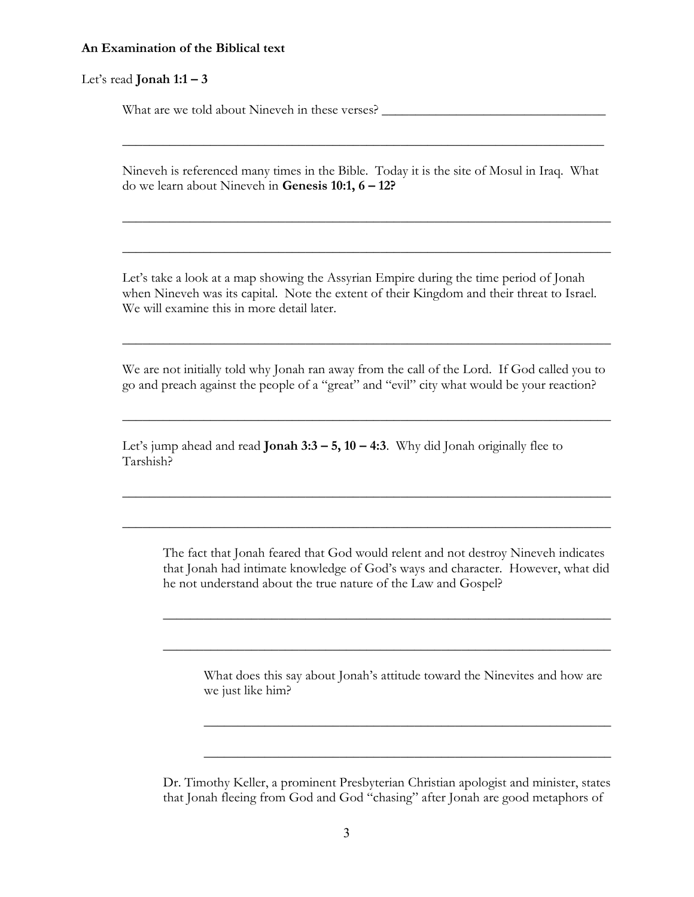**An Examination of the Biblical text**

Let's read **Jonah 1:1 – 3**

What are we told about Nineveh in these verses? ___________________________________

_____________________________________________________________________________

Nineveh is referenced many times in the Bible. Today it is the site of Mosul in Iraq. What do we learn about Nineveh in **Genesis 10:1, 6 – 12?**

_____________________________________________________________________________

_____________________________________________________________________________

Let's take a look at a map showing the Assyrian Empire during the time period of Jonah when Nineveh was its capital. Note the extent of their Kingdom and their threat to Israel. We will examine this in more detail later.

_____________________________________________________________________________

We are not initially told why Jonah ran away from the call of the Lord. If God called you to go and preach against the people of a "great" and "evil" city what would be your reaction?

_____________________________________________________________________________

Let's jump ahead and read **Jonah 3:3 – 5, 10 – 4:3**. Why did Jonah originally flee to Tarshish?

_____________________________________________________________________________

_____________________________________________________________________________

The fact that Jonah feared that God would relent and not destroy Nineveh indicates that Jonah had intimate knowledge of God's ways and character. However, what did he not understand about the true nature of the Law and Gospel?

_____________________________________________________________________

_____________________________________________________________________

What does this say about Jonah's attitude toward the Ninevites and how are we just like him?

_______________________________________________________________

_______________________________________________________________

Dr. Timothy Keller, a prominent Presbyterian Christian apologist and minister, states that Jonah fleeing from God and God "chasing" after Jonah are good metaphors of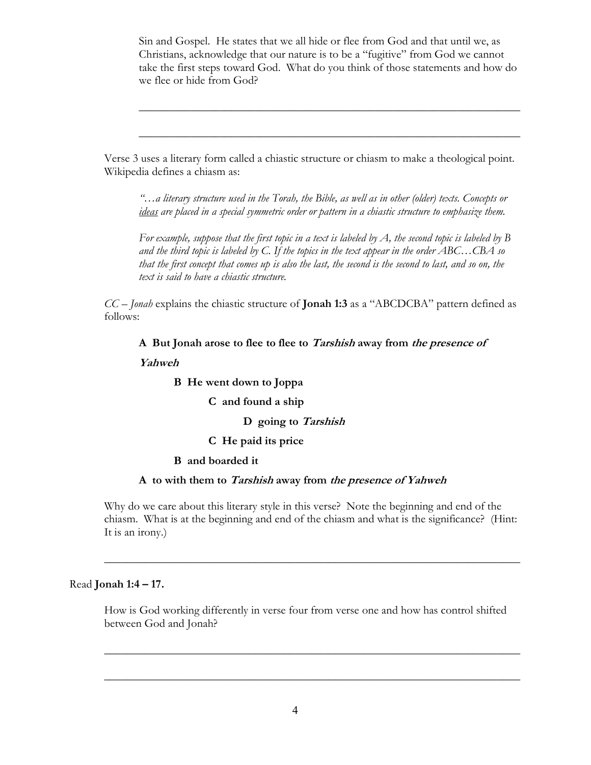Sin and Gospel. He states that we all hide or flee from God and that until we, as Christians, acknowledge that our nature is to be a "fugitive" from God we cannot take the first steps toward God. What do you think of those statements and how do we flee or hide from God?

\_\_\_\_\_\_\_\_\_\_\_\_\_\_\_\_\_\_\_\_\_\_\_\_\_\_\_\_\_\_\_\_\_\_\_\_\_\_\_\_\_\_\_\_\_\_\_\_\_\_\_\_\_\_\_\_\_\_\_\_\_\_\_\_

\_\_\_\_\_\_\_\_\_\_\_\_\_\_\_\_\_\_\_\_\_\_\_\_\_\_\_\_\_\_\_\_\_\_\_\_\_\_\_\_\_\_\_\_\_\_\_\_\_\_\_\_\_\_\_\_\_\_\_\_\_\_\_\_

Verse 3 uses a literary form called a chiastic structure or chiasm to make a theological point. Wikipedia defines a chiasm as:

> *"…a literary structure used in the Torah, the Bible, as well as in other (older) texts. Concepts or ideas are placed in a special symmetric order or pattern in a chiastic structure to emphasize them.*
>
> *For example, suppose that the first topic in a text is labeled by A, the second topic is labeled by B and the third topic is labeled by C. If the topics in the text appear in the order ABC…CBA so that the first concept that comes up is also the last, the second is the second to last, and so on, the text is said to have a chiastic structure.*

*CC – Jonah* explains the chiastic structure of **Jonah 1:3** as a "ABCDCBA" pattern defined as follows:

**A But Jonah arose to flee to flee to *Tarshish* away from *the presence of Yahweh***

  **B He went down to Joppa**

    **C and found a ship**

      **D going to *Tarshish***

    **C He paid its price**

  **B and boarded it**

**A to with them to *Tarshish* away from *the presence of Yahweh***

Why do we care about this literary style in this verse? Note the beginning and end of the chiasm. What is at the beginning and end of the chiasm and what is the significance? (Hint: It is an irony.)

\_\_\_\_\_\_\_\_\_\_\_\_\_\_\_\_\_\_\_\_\_\_\_\_\_\_\_\_\_\_\_\_\_\_\_\_\_\_\_\_\_\_\_\_\_\_\_\_\_\_\_\_\_\_\_\_\_\_\_\_\_\_\_\_

Read **Jonah 1:4 – 17.**

How is God working differently in verse four from verse one and how has control shifted between God and Jonah?

\_\_\_\_\_\_\_\_\_\_\_\_\_\_\_\_\_\_\_\_\_\_\_\_\_\_\_\_\_\_\_\_\_\_\_\_\_\_\_\_\_\_\_\_\_\_\_\_\_\_\_\_\_\_\_\_\_\_\_\_\_\_\_\_

\_\_\_\_\_\_\_\_\_\_\_\_\_\_\_\_\_\_\_\_\_\_\_\_\_\_\_\_\_\_\_\_\_\_\_\_\_\_\_\_\_\_\_\_\_\_\_\_\_\_\_\_\_\_\_\_\_\_\_\_\_\_\_\_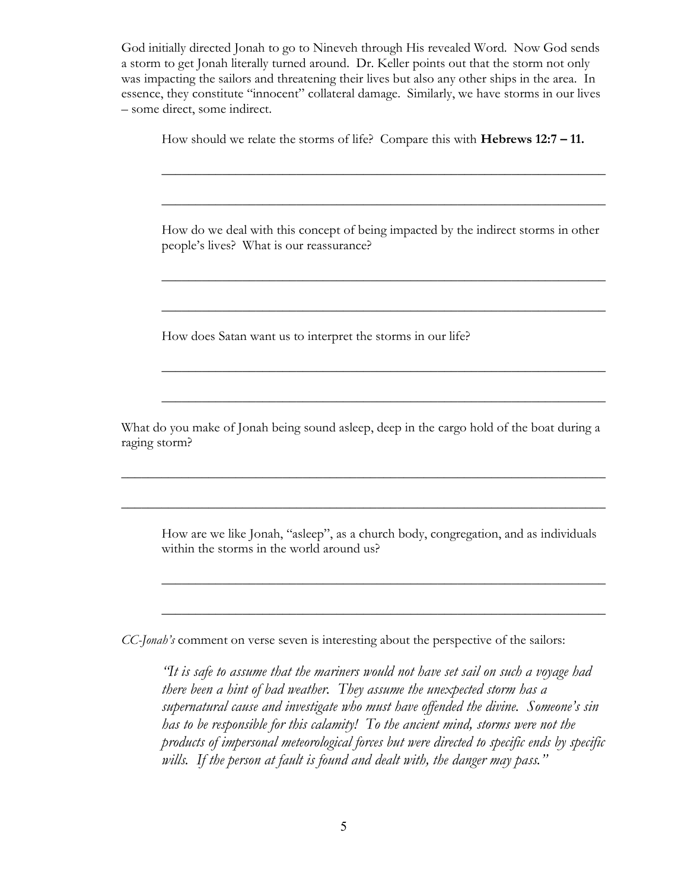God initially directed Jonah to go to Nineveh through His revealed Word. Now God sends a storm to get Jonah literally turned around. Dr. Keller points out that the storm not only was impacting the sailors and threatening their lives but also any other ships in the area. In essence, they constitute "innocent" collateral damage. Similarly, we have storms in our lives – some direct, some indirect.

> How should we relate the storms of life? Compare this with **Hebrews 12:7 – 11.**
>
> \_\_\_\_\_\_\_\_\_\_\_\_\_\_\_\_\_\_\_\_\_\_\_\_\_\_\_\_\_\_\_\_\_\_\_\_\_\_\_\_\_\_\_\_\_\_\_\_\_\_\_\_\_\_\_\_\_\_\_\_\_\_\_\_
>
> \_\_\_\_\_\_\_\_\_\_\_\_\_\_\_\_\_\_\_\_\_\_\_\_\_\_\_\_\_\_\_\_\_\_\_\_\_\_\_\_\_\_\_\_\_\_\_\_\_\_\_\_\_\_\_\_\_\_\_\_\_\_\_\_
>
> How do we deal with this concept of being impacted by the indirect storms in other people's lives? What is our reassurance?
>
> \_\_\_\_\_\_\_\_\_\_\_\_\_\_\_\_\_\_\_\_\_\_\_\_\_\_\_\_\_\_\_\_\_\_\_\_\_\_\_\_\_\_\_\_\_\_\_\_\_\_\_\_\_\_\_\_\_\_\_\_\_\_\_\_
>
> \_\_\_\_\_\_\_\_\_\_\_\_\_\_\_\_\_\_\_\_\_\_\_\_\_\_\_\_\_\_\_\_\_\_\_\_\_\_\_\_\_\_\_\_\_\_\_\_\_\_\_\_\_\_\_\_\_\_\_\_\_\_\_\_
>
> How does Satan want us to interpret the storms in our life?
>
> \_\_\_\_\_\_\_\_\_\_\_\_\_\_\_\_\_\_\_\_\_\_\_\_\_\_\_\_\_\_\_\_\_\_\_\_\_\_\_\_\_\_\_\_\_\_\_\_\_\_\_\_\_\_\_\_\_\_\_\_\_\_\_\_
>
> \_\_\_\_\_\_\_\_\_\_\_\_\_\_\_\_\_\_\_\_\_\_\_\_\_\_\_\_\_\_\_\_\_\_\_\_\_\_\_\_\_\_\_\_\_\_\_\_\_\_\_\_\_\_\_\_\_\_\_\_\_\_\_\_

What do you make of Jonah being sound asleep, deep in the cargo hold of the boat during a raging storm?

\_\_\_\_\_\_\_\_\_\_\_\_\_\_\_\_\_\_\_\_\_\_\_\_\_\_\_\_\_\_\_\_\_\_\_\_\_\_\_\_\_\_\_\_\_\_\_\_\_\_\_\_\_\_\_\_\_\_\_\_\_\_\_\_\_\_\_\_\_\_\_\_

\_\_\_\_\_\_\_\_\_\_\_\_\_\_\_\_\_\_\_\_\_\_\_\_\_\_\_\_\_\_\_\_\_\_\_\_\_\_\_\_\_\_\_\_\_\_\_\_\_\_\_\_\_\_\_\_\_\_\_\_\_\_\_\_\_\_\_\_\_\_\_\_

> How are we like Jonah, "asleep", as a church body, congregation, and as individuals within the storms in the world around us?
>
> \_\_\_\_\_\_\_\_\_\_\_\_\_\_\_\_\_\_\_\_\_\_\_\_\_\_\_\_\_\_\_\_\_\_\_\_\_\_\_\_\_\_\_\_\_\_\_\_\_\_\_\_\_\_\_\_\_\_\_\_\_\_\_\_
>
> \_\_\_\_\_\_\_\_\_\_\_\_\_\_\_\_\_\_\_\_\_\_\_\_\_\_\_\_\_\_\_\_\_\_\_\_\_\_\_\_\_\_\_\_\_\_\_\_\_\_\_\_\_\_\_\_\_\_\_\_\_\_\_\_

*CC-Jonah's* comment on verse seven is interesting about the perspective of the sailors:

> *"It is safe to assume that the mariners would not have set sail on such a voyage had there been a hint of bad weather. They assume the unexpected storm has a supernatural cause and investigate who must have offended the divine. Someone's sin has to be responsible for this calamity! To the ancient mind, storms were not the products of impersonal meteorological forces but were directed to specific ends by specific wills. If the person at fault is found and dealt with, the danger may pass."*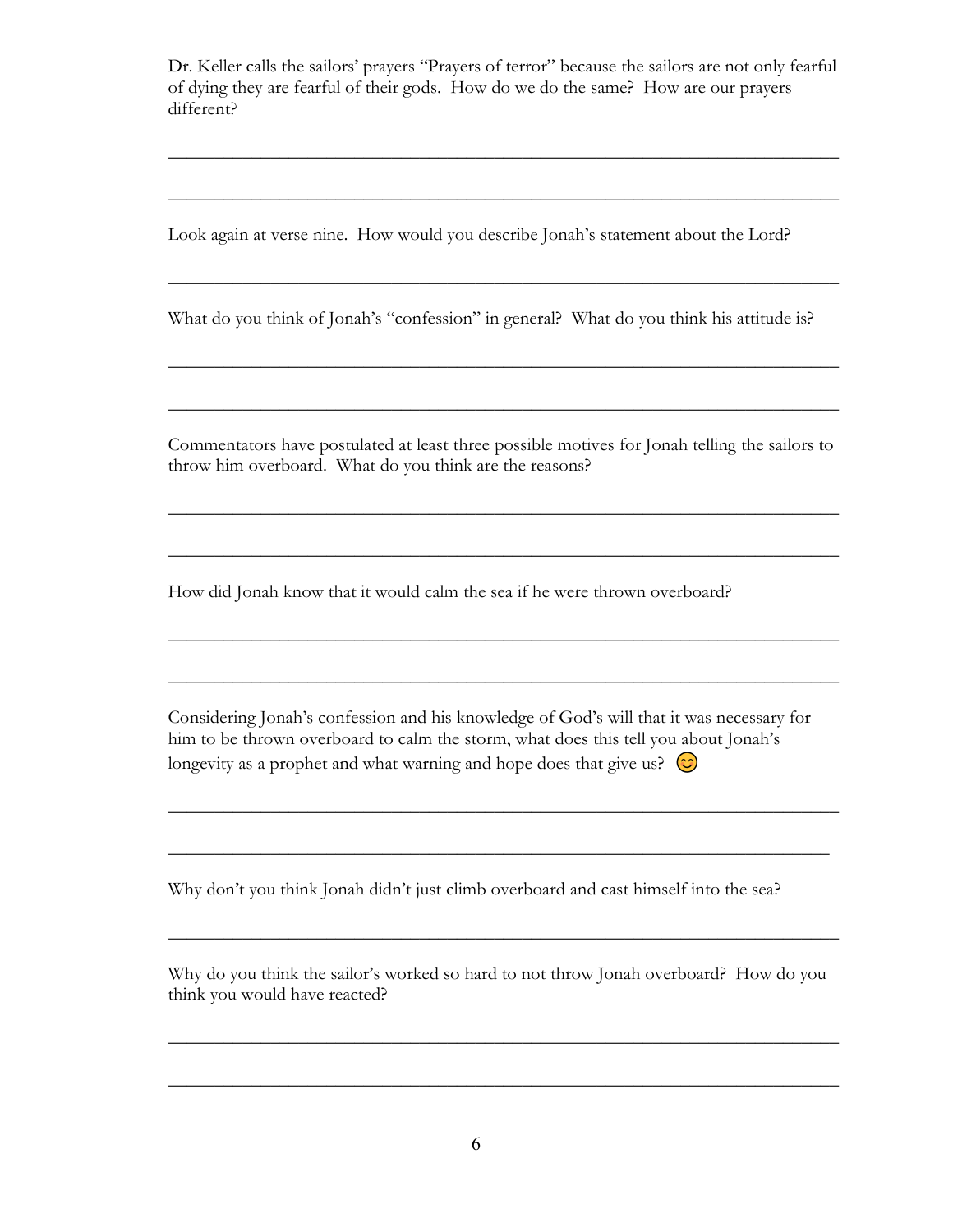Dr. Keller calls the sailors' prayers "Prayers of terror" because the sailors are not only fearful of dying they are fearful of their gods. How do we do the same? How are our prayers different?

\_\_\_\_\_\_\_\_\_\_\_\_\_\_\_\_\_\_\_\_\_\_\_\_\_\_\_\_\_\_\_\_\_\_\_\_\_\_\_\_\_\_\_\_\_\_\_\_\_\_\_\_\_\_\_\_\_\_\_\_\_\_\_\_\_\_\_\_\_\_

\_\_\_\_\_\_\_\_\_\_\_\_\_\_\_\_\_\_\_\_\_\_\_\_\_\_\_\_\_\_\_\_\_\_\_\_\_\_\_\_\_\_\_\_\_\_\_\_\_\_\_\_\_\_\_\_\_\_\_\_\_\_\_\_\_\_\_\_\_\_

Look again at verse nine. How would you describe Jonah's statement about the Lord?

\_\_\_\_\_\_\_\_\_\_\_\_\_\_\_\_\_\_\_\_\_\_\_\_\_\_\_\_\_\_\_\_\_\_\_\_\_\_\_\_\_\_\_\_\_\_\_\_\_\_\_\_\_\_\_\_\_\_\_\_\_\_\_\_\_\_\_\_\_\_

What do you think of Jonah's "confession" in general? What do you think his attitude is?

\_\_\_\_\_\_\_\_\_\_\_\_\_\_\_\_\_\_\_\_\_\_\_\_\_\_\_\_\_\_\_\_\_\_\_\_\_\_\_\_\_\_\_\_\_\_\_\_\_\_\_\_\_\_\_\_\_\_\_\_\_\_\_\_\_\_\_\_\_\_

\_\_\_\_\_\_\_\_\_\_\_\_\_\_\_\_\_\_\_\_\_\_\_\_\_\_\_\_\_\_\_\_\_\_\_\_\_\_\_\_\_\_\_\_\_\_\_\_\_\_\_\_\_\_\_\_\_\_\_\_\_\_\_\_\_\_\_\_\_\_

Commentators have postulated at least three possible motives for Jonah telling the sailors to throw him overboard. What do you think are the reasons?

\_\_\_\_\_\_\_\_\_\_\_\_\_\_\_\_\_\_\_\_\_\_\_\_\_\_\_\_\_\_\_\_\_\_\_\_\_\_\_\_\_\_\_\_\_\_\_\_\_\_\_\_\_\_\_\_\_\_\_\_\_\_\_\_\_\_\_\_\_\_

\_\_\_\_\_\_\_\_\_\_\_\_\_\_\_\_\_\_\_\_\_\_\_\_\_\_\_\_\_\_\_\_\_\_\_\_\_\_\_\_\_\_\_\_\_\_\_\_\_\_\_\_\_\_\_\_\_\_\_\_\_\_\_\_\_\_\_\_\_\_

How did Jonah know that it would calm the sea if he were thrown overboard?

\_\_\_\_\_\_\_\_\_\_\_\_\_\_\_\_\_\_\_\_\_\_\_\_\_\_\_\_\_\_\_\_\_\_\_\_\_\_\_\_\_\_\_\_\_\_\_\_\_\_\_\_\_\_\_\_\_\_\_\_\_\_\_\_\_\_\_\_\_\_

\_\_\_\_\_\_\_\_\_\_\_\_\_\_\_\_\_\_\_\_\_\_\_\_\_\_\_\_\_\_\_\_\_\_\_\_\_\_\_\_\_\_\_\_\_\_\_\_\_\_\_\_\_\_\_\_\_\_\_\_\_\_\_\_\_\_\_\_\_\_

Considering Jonah's confession and his knowledge of God's will that it was necessary for him to be thrown overboard to calm the storm, what does this tell you about Jonah's longevity as a prophet and what warning and hope does that give us? 😊

\_\_\_\_\_\_\_\_\_\_\_\_\_\_\_\_\_\_\_\_\_\_\_\_\_\_\_\_\_\_\_\_\_\_\_\_\_\_\_\_\_\_\_\_\_\_\_\_\_\_\_\_\_\_\_\_\_\_\_\_\_\_\_\_\_\_\_\_\_\_

\_\_\_\_\_\_\_\_\_\_\_\_\_\_\_\_\_\_\_\_\_\_\_\_\_\_\_\_\_\_\_\_\_\_\_\_\_\_\_\_\_\_\_\_\_\_\_\_\_\_\_\_\_\_\_\_\_\_\_\_\_\_\_\_\_\_\_\_\_\_

Why don't you think Jonah didn't just climb overboard and cast himself into the sea?

\_\_\_\_\_\_\_\_\_\_\_\_\_\_\_\_\_\_\_\_\_\_\_\_\_\_\_\_\_\_\_\_\_\_\_\_\_\_\_\_\_\_\_\_\_\_\_\_\_\_\_\_\_\_\_\_\_\_\_\_\_\_\_\_\_\_\_\_\_\_

Why do you think the sailor's worked so hard to not throw Jonah overboard? How do you think you would have reacted?

\_\_\_\_\_\_\_\_\_\_\_\_\_\_\_\_\_\_\_\_\_\_\_\_\_\_\_\_\_\_\_\_\_\_\_\_\_\_\_\_\_\_\_\_\_\_\_\_\_\_\_\_\_\_\_\_\_\_\_\_\_\_\_\_\_\_\_\_\_\_

\_\_\_\_\_\_\_\_\_\_\_\_\_\_\_\_\_\_\_\_\_\_\_\_\_\_\_\_\_\_\_\_\_\_\_\_\_\_\_\_\_\_\_\_\_\_\_\_\_\_\_\_\_\_\_\_\_\_\_\_\_\_\_\_\_\_\_\_\_\_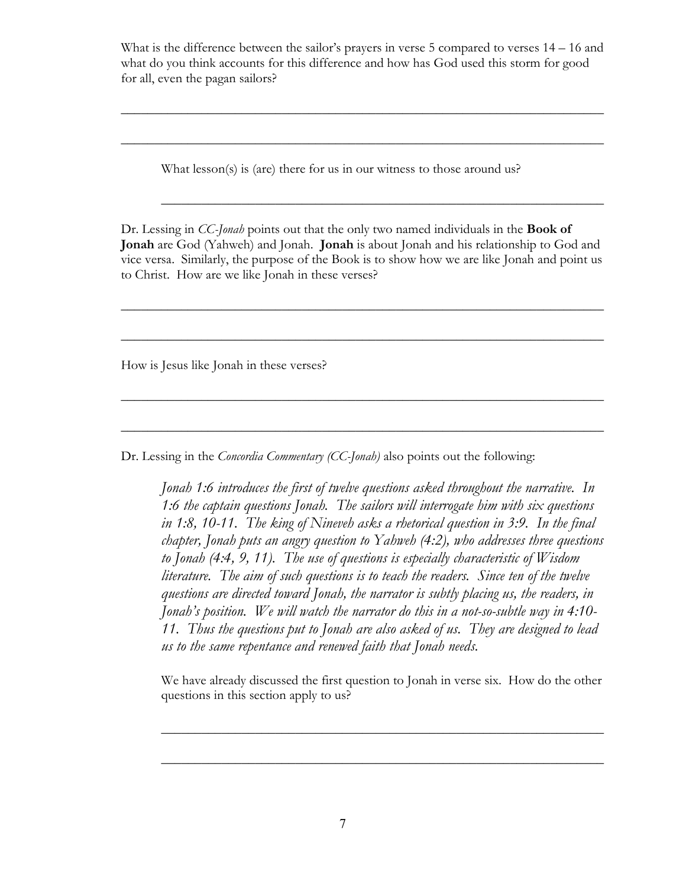What is the difference between the sailor's prayers in verse 5 compared to verses 14 – 16 and what do you think accounts for this difference and how has God used this storm for good for all, even the pagan sailors?

\_\_\_\_\_\_\_\_\_\_\_\_\_\_\_\_\_\_\_\_\_\_\_\_\_\_\_\_\_\_\_\_\_\_\_\_\_\_\_\_\_\_\_\_\_\_\_\_\_\_\_\_\_\_\_\_\_\_\_\_\_\_\_\_\_\_\_\_\_\_

\_\_\_\_\_\_\_\_\_\_\_\_\_\_\_\_\_\_\_\_\_\_\_\_\_\_\_\_\_\_\_\_\_\_\_\_\_\_\_\_\_\_\_\_\_\_\_\_\_\_\_\_\_\_\_\_\_\_\_\_\_\_\_\_\_\_\_\_\_\_

> What lesson(s) is (are) there for us in our witness to those around us?
>
> \_\_\_\_\_\_\_\_\_\_\_\_\_\_\_\_\_\_\_\_\_\_\_\_\_\_\_\_\_\_\_\_\_\_\_\_\_\_\_\_\_\_\_\_\_\_\_\_\_\_\_\_\_\_\_\_\_\_\_\_\_\_\_\_

Dr. Lessing in *CC-Jonah* points out that the only two named individuals in the **Book of Jonah** are God (Yahweh) and Jonah. **Jonah** is about Jonah and his relationship to God and vice versa. Similarly, the purpose of the Book is to show how we are like Jonah and point us to Christ. How are we like Jonah in these verses?

\_\_\_\_\_\_\_\_\_\_\_\_\_\_\_\_\_\_\_\_\_\_\_\_\_\_\_\_\_\_\_\_\_\_\_\_\_\_\_\_\_\_\_\_\_\_\_\_\_\_\_\_\_\_\_\_\_\_\_\_\_\_\_\_\_\_\_\_\_\_

\_\_\_\_\_\_\_\_\_\_\_\_\_\_\_\_\_\_\_\_\_\_\_\_\_\_\_\_\_\_\_\_\_\_\_\_\_\_\_\_\_\_\_\_\_\_\_\_\_\_\_\_\_\_\_\_\_\_\_\_\_\_\_\_\_\_\_\_\_\_

How is Jesus like Jonah in these verses?

\_\_\_\_\_\_\_\_\_\_\_\_\_\_\_\_\_\_\_\_\_\_\_\_\_\_\_\_\_\_\_\_\_\_\_\_\_\_\_\_\_\_\_\_\_\_\_\_\_\_\_\_\_\_\_\_\_\_\_\_\_\_\_\_\_\_\_\_\_\_

\_\_\_\_\_\_\_\_\_\_\_\_\_\_\_\_\_\_\_\_\_\_\_\_\_\_\_\_\_\_\_\_\_\_\_\_\_\_\_\_\_\_\_\_\_\_\_\_\_\_\_\_\_\_\_\_\_\_\_\_\_\_\_\_\_\_\_\_\_\_

Dr. Lessing in the *Concordia Commentary (CC-Jonah)* also points out the following:

> *Jonah 1:6 introduces the first of twelve questions asked throughout the narrative. In 1:6 the captain questions Jonah. The sailors will interrogate him with six questions in 1:8, 10-11. The king of Nineveh asks a rhetorical question in 3:9. In the final chapter, Jonah puts an angry question to Yahweh (4:2), who addresses three questions to Jonah (4:4, 9, 11). The use of questions is especially characteristic of Wisdom literature. The aim of such questions is to teach the readers. Since ten of the twelve questions are directed toward Jonah, the narrator is subtly placing us, the readers, in Jonah's position. We will watch the narrator do this in a not-so-subtle way in 4:10-11. Thus the questions put to Jonah are also asked of us. They are designed to lead us to the same repentance and renewed faith that Jonah needs.*
>
> We have already discussed the first question to Jonah in verse six. How do the other questions in this section apply to us?
>
> \_\_\_\_\_\_\_\_\_\_\_\_\_\_\_\_\_\_\_\_\_\_\_\_\_\_\_\_\_\_\_\_\_\_\_\_\_\_\_\_\_\_\_\_\_\_\_\_\_\_\_\_\_\_\_\_\_\_\_\_\_\_\_\_
>
> \_\_\_\_\_\_\_\_\_\_\_\_\_\_\_\_\_\_\_\_\_\_\_\_\_\_\_\_\_\_\_\_\_\_\_\_\_\_\_\_\_\_\_\_\_\_\_\_\_\_\_\_\_\_\_\_\_\_\_\_\_\_\_\_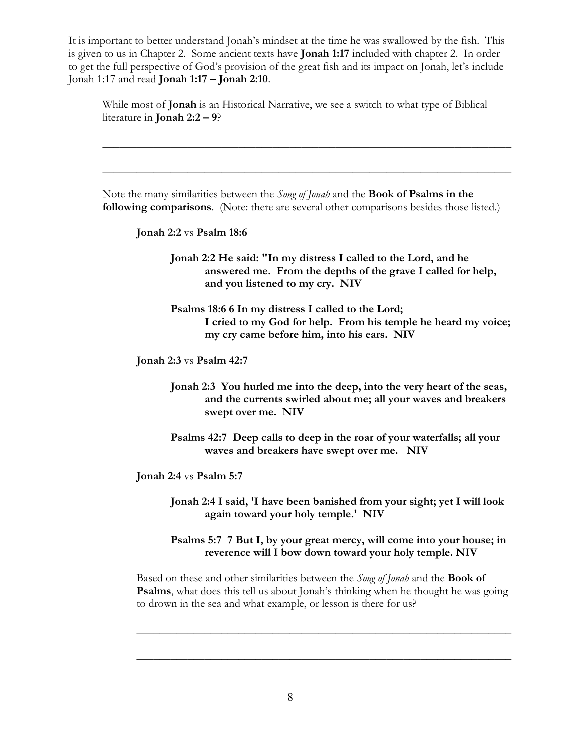It is important to better understand Jonah's mindset at the time he was swallowed by the fish. This is given to us in Chapter 2. Some ancient texts have **Jonah 1:17** included with chapter 2. In order to get the full perspective of God's provision of the great fish and its impact on Jonah, let's include Jonah 1:17 and read **Jonah 1:17 – Jonah 2:10**.

While most of **Jonah** is an Historical Narrative, we see a switch to what type of Biblical literature in **Jonah 2:2 – 9**?

\_\_\_\_\_\_\_\_\_\_\_\_\_\_\_\_\_\_\_\_\_\_\_\_\_\_\_\_\_\_\_\_\_\_\_\_\_\_\_\_\_\_\_\_\_\_\_\_\_\_\_\_\_\_\_\_\_\_\_\_\_\_\_\_\_\_\_\_

\_\_\_\_\_\_\_\_\_\_\_\_\_\_\_\_\_\_\_\_\_\_\_\_\_\_\_\_\_\_\_\_\_\_\_\_\_\_\_\_\_\_\_\_\_\_\_\_\_\_\_\_\_\_\_\_\_\_\_\_\_\_\_\_\_\_\_\_

Note the many similarities between the *Song of Jonah* and the **Book of Psalms in the following comparisons**. (Note: there are several other comparisons besides those listed.)

**Jonah 2:2** vs **Psalm 18:6**

**Jonah 2:2 He said: "In my distress I called to the Lord, and he answered me. From the depths of the grave I called for help, and you listened to my cry. NIV**

**Psalms 18:6 6 In my distress I called to the Lord; I cried to my God for help. From his temple he heard my voice; my cry came before him, into his ears. NIV**

**Jonah 2:3** vs **Psalm 42:7**

**Jonah 2:3 You hurled me into the deep, into the very heart of the seas, and the currents swirled about me; all your waves and breakers swept over me. NIV**

**Psalms 42:7 Deep calls to deep in the roar of your waterfalls; all your waves and breakers have swept over me. NIV**

**Jonah 2:4** vs **Psalm 5:7**

**Jonah 2:4 I said, 'I have been banished from your sight; yet I will look again toward your holy temple.' NIV**

**Psalms 5:7 7 But I, by your great mercy, will come into your house; in reverence will I bow down toward your holy temple. NIV**

Based on these and other similarities between the *Song of Jonah* and the **Book of Psalms**, what does this tell us about Jonah's thinking when he thought he was going to drown in the sea and what example, or lesson is there for us?

\_\_\_\_\_\_\_\_\_\_\_\_\_\_\_\_\_\_\_\_\_\_\_\_\_\_\_\_\_\_\_\_\_\_\_\_\_\_\_\_\_\_\_\_\_\_\_\_\_\_\_\_\_\_\_\_\_\_\_\_\_\_\_\_\_\_\_\_

\_\_\_\_\_\_\_\_\_\_\_\_\_\_\_\_\_\_\_\_\_\_\_\_\_\_\_\_\_\_\_\_\_\_\_\_\_\_\_\_\_\_\_\_\_\_\_\_\_\_\_\_\_\_\_\_\_\_\_\_\_\_\_\_\_\_\_\_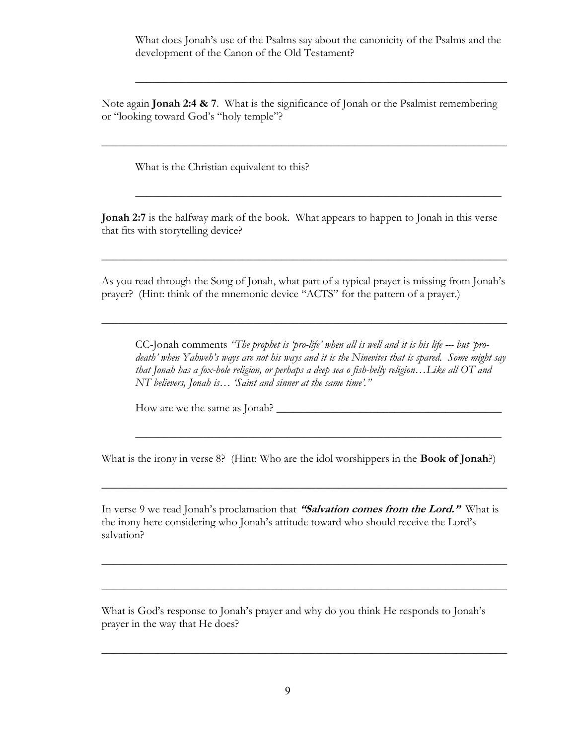What does Jonah's use of the Psalms say about the canonicity of the Psalms and the development of the Canon of the Old Testament?

___________________________________________________________________

Note again **Jonah 2:4 & 7**. What is the significance of Jonah or the Psalmist remembering or "looking toward God's "holy temple"?

___________________________________________________________________

What is the Christian equivalent to this?

___________________________________________________________________

**Jonah 2:7** is the halfway mark of the book. What appears to happen to Jonah in this verse that fits with storytelling device?

___________________________________________________________________

As you read through the Song of Jonah, what part of a typical prayer is missing from Jonah's prayer? (Hint: think of the mnemonic device "ACTS" for the pattern of a prayer.)

___________________________________________________________________

CC-Jonah comments *"The prophet is 'pro-life' when all is well and it is his life --- but 'pro-death' when Yahweh's ways are not his ways and it is the Ninevites that is spared. Some might say that Jonah has a fox-hole religion, or perhaps a deep sea o fish-belly religion…Like all OT and NT believers, Jonah is… 'Saint and sinner at the same time'."*

How are we the same as Jonah? ___________________________________________

___________________________________________________________________

What is the irony in verse 8? (Hint: Who are the idol worshippers in the **Book of Jonah**?)

___________________________________________________________________

In verse 9 we read Jonah's proclamation that ***"Salvation comes from the Lord."*** What is the irony here considering who Jonah's attitude toward who should receive the Lord's salvation?

___________________________________________________________________

___________________________________________________________________

What is God's response to Jonah's prayer and why do you think He responds to Jonah's prayer in the way that He does?

___________________________________________________________________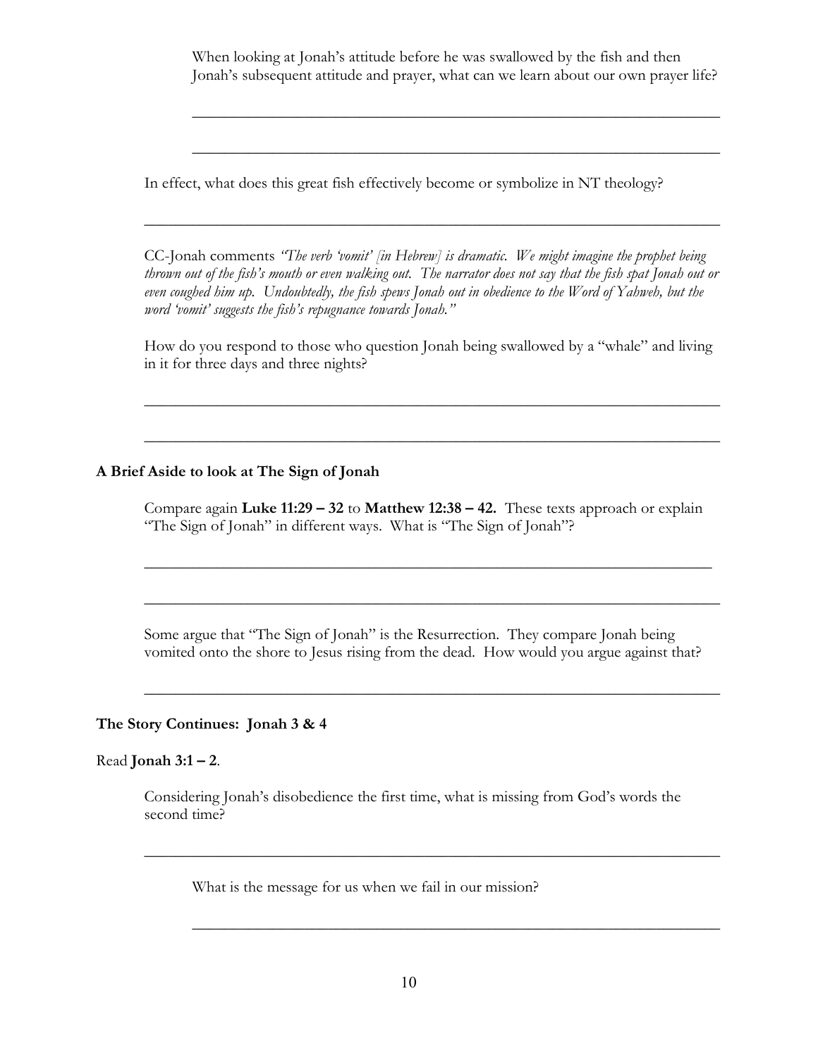When looking at Jonah's attitude before he was swallowed by the fish and then Jonah's subsequent attitude and prayer, what can we learn about our own prayer life?

_______________________________________________________________

_______________________________________________________________

In effect, what does this great fish effectively become or symbolize in NT theology?

_______________________________________________________________

CC-Jonah comments *"The verb 'vomit' [in Hebrew] is dramatic. We might imagine the prophet being thrown out of the fish's mouth or even walking out. The narrator does not say that the fish spat Jonah out or even coughed him up. Undoubtedly, the fish spews Jonah out in obedience to the Word of Yahweh, but the word 'vomit' suggests the fish's repugnance towards Jonah."*

How do you respond to those who question Jonah being swallowed by a "whale" and living in it for three days and three nights?

_______________________________________________________________

_______________________________________________________________

**A Brief Aside to look at The Sign of Jonah**

Compare again **Luke 11:29 – 32** to **Matthew 12:38 – 42.** These texts approach or explain "The Sign of Jonah" in different ways. What is "The Sign of Jonah"?

_______________________________________________________________

_______________________________________________________________

Some argue that "The Sign of Jonah" is the Resurrection. They compare Jonah being vomited onto the shore to Jesus rising from the dead. How would you argue against that?

_______________________________________________________________

**The Story Continues: Jonah 3 & 4**

Read **Jonah 3:1 – 2**.

Considering Jonah's disobedience the first time, what is missing from God's words the second time?

_______________________________________________________________

What is the message for us when we fail in our mission?

_______________________________________________________________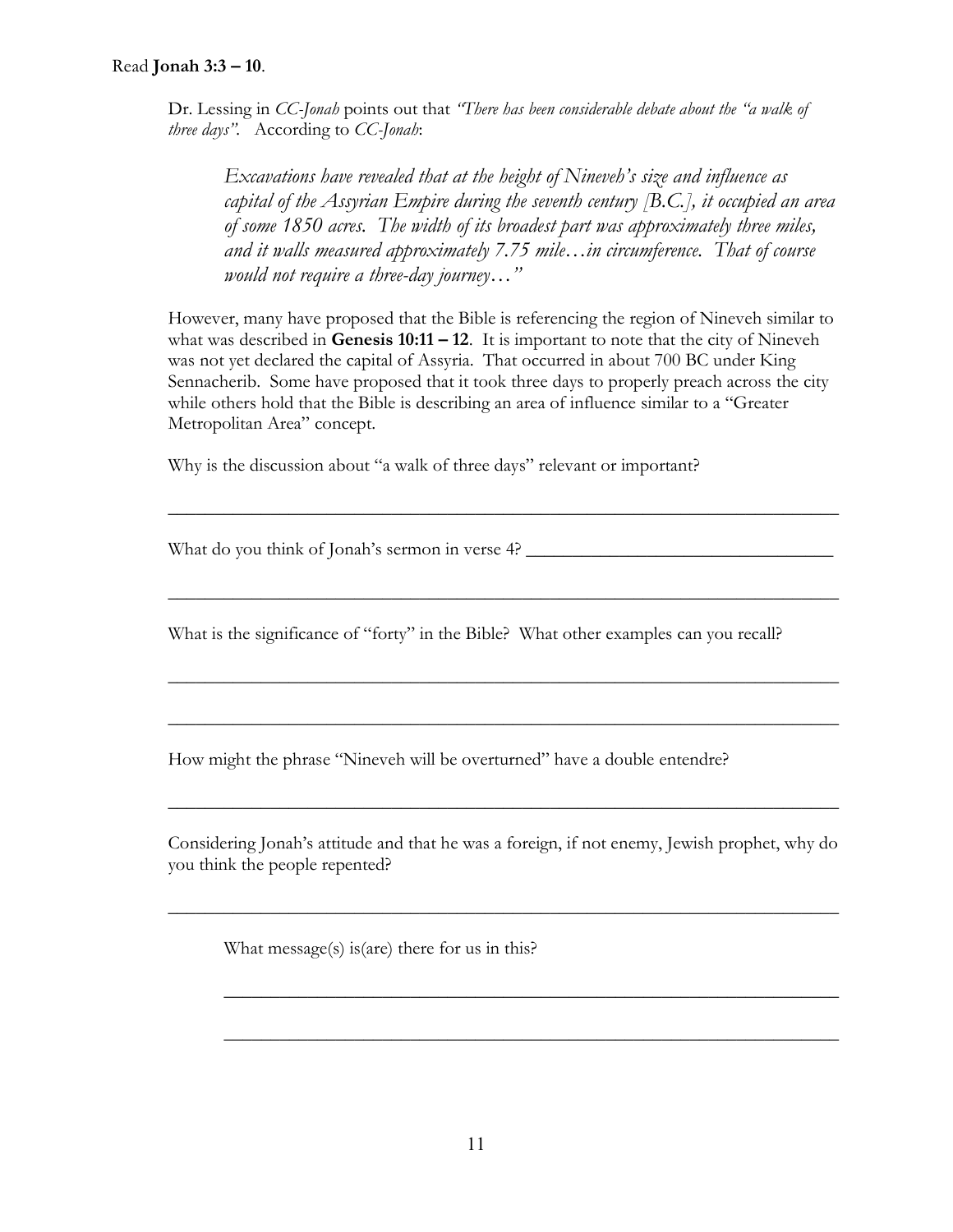Read **Jonah 3:3 – 10**.

> Dr. Lessing in *CC-Jonah* points out that *"There has been considerable debate about the "a walk of three days"*. According to *CC-Jonah*:
>
> > *Excavations have revealed that at the height of Nineveh's size and influence as capital of the Assyrian Empire during the seventh century [B.C.], it occupied an area of some 1850 acres. The width of its broadest part was approximately three miles, and it walls measured approximately 7.75 mile…in circumference. That of course would not require a three-day journey…"*
>
> However, many have proposed that the Bible is referencing the region of Nineveh similar to what was described in **Genesis 10:11 – 12**. It is important to note that the city of Nineveh was not yet declared the capital of Assyria. That occurred in about 700 BC under King Sennacherib. Some have proposed that it took three days to properly preach across the city while others hold that the Bible is describing an area of influence similar to a "Greater Metropolitan Area" concept.
>
> Why is the discussion about "a walk of three days" relevant or important?
>
> ______________________________________________________________________________
>
> What do you think of Jonah's sermon in verse 4? ___________________________________
>
> ______________________________________________________________________________
>
> What is the significance of "forty" in the Bible? What other examples can you recall?
>
> ______________________________________________________________________________
>
> ______________________________________________________________________________
>
> How might the phrase "Nineveh will be overturned" have a double entendre?
>
> ______________________________________________________________________________
>
> Considering Jonah's attitude and that he was a foreign, if not enemy, Jewish prophet, why do you think the people repented?
>
> ______________________________________________________________________________
>
> > What message(s) is(are) there for us in this?
> >
> > ______________________________________________________________________
> >
> > ______________________________________________________________________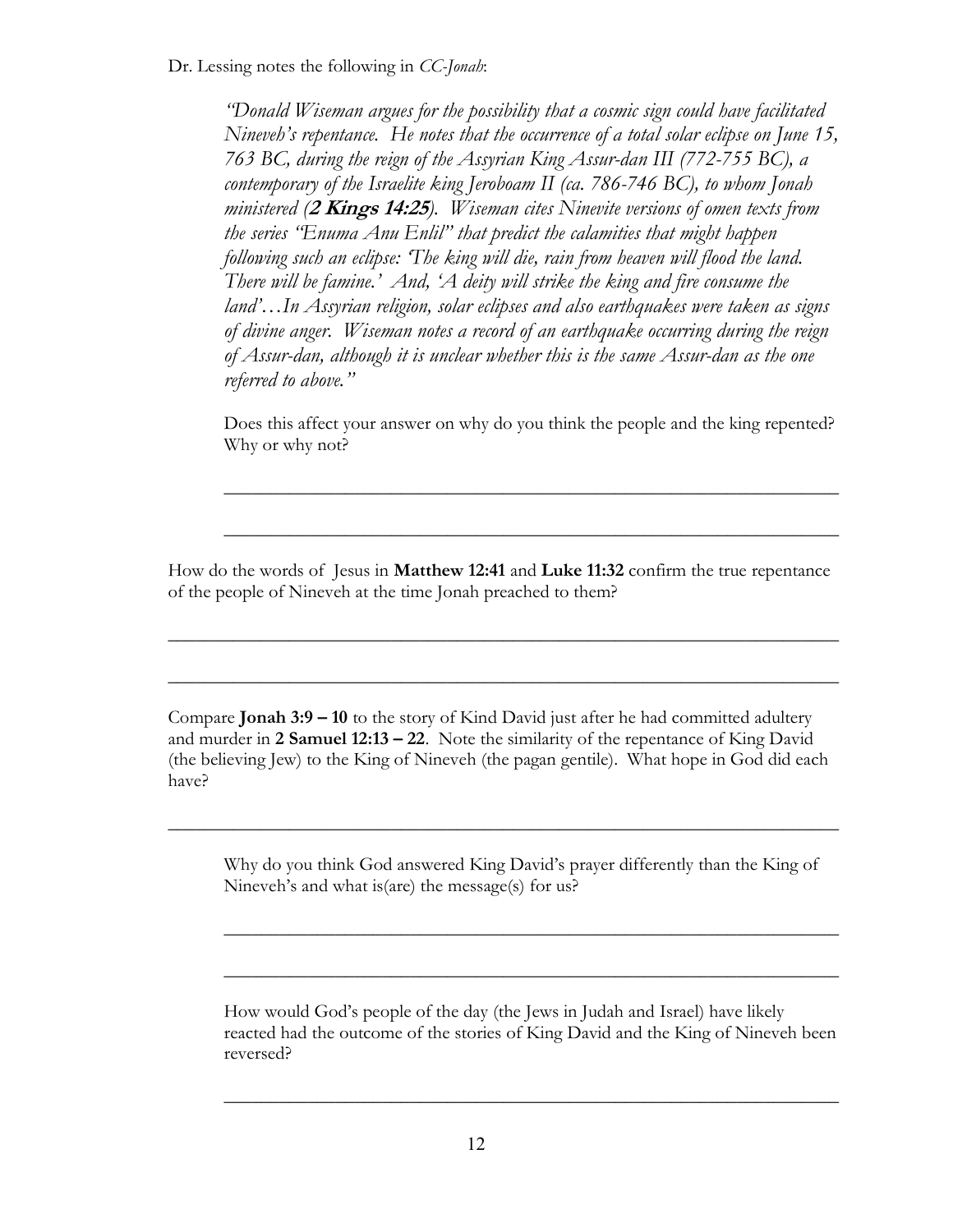Dr. Lessing notes the following in *CC-Jonah*:

> *"Donald Wiseman argues for the possibility that a cosmic sign could have facilitated Nineveh's repentance. He notes that the occurrence of a total solar eclipse on June 15, 763 BC, during the reign of the Assyrian King Assur-dan III (772-755 BC), a contemporary of the Israelite king Jeroboam II (ca. 786-746 BC), to whom Jonah ministered (**2 Kings 14:25**). Wiseman cites Ninevite versions of omen texts from the series "Enuma Anu Enlil" that predict the calamities that might happen following such an eclipse: 'The king will die, rain from heaven will flood the land. There will be famine.' And, 'A deity will strike the king and fire consume the land'…In Assyrian religion, solar eclipses and also earthquakes were taken as signs of divine anger. Wiseman notes a record of an earthquake occurring during the reign of Assur-dan, although it is unclear whether this is the same Assur-dan as the one referred to above."*

Does this affect your answer on why do you think the people and the king repented? Why or why not?

______________________________________________________________________

______________________________________________________________________

How do the words of Jesus in **Matthew 12:41** and **Luke 11:32** confirm the true repentance of the people of Nineveh at the time Jonah preached to them?

______________________________________________________________________

______________________________________________________________________

Compare **Jonah 3:9 – 10** to the story of Kind David just after he had committed adultery and murder in **2 Samuel 12:13 – 22**. Note the similarity of the repentance of King David (the believing Jew) to the King of Nineveh (the pagan gentile). What hope in God did each have?

______________________________________________________________________

Why do you think God answered King David's prayer differently than the King of Nineveh's and what is(are) the message(s) for us?

______________________________________________________________________

______________________________________________________________________

How would God's people of the day (the Jews in Judah and Israel) have likely reacted had the outcome of the stories of King David and the King of Nineveh been reversed?

______________________________________________________________________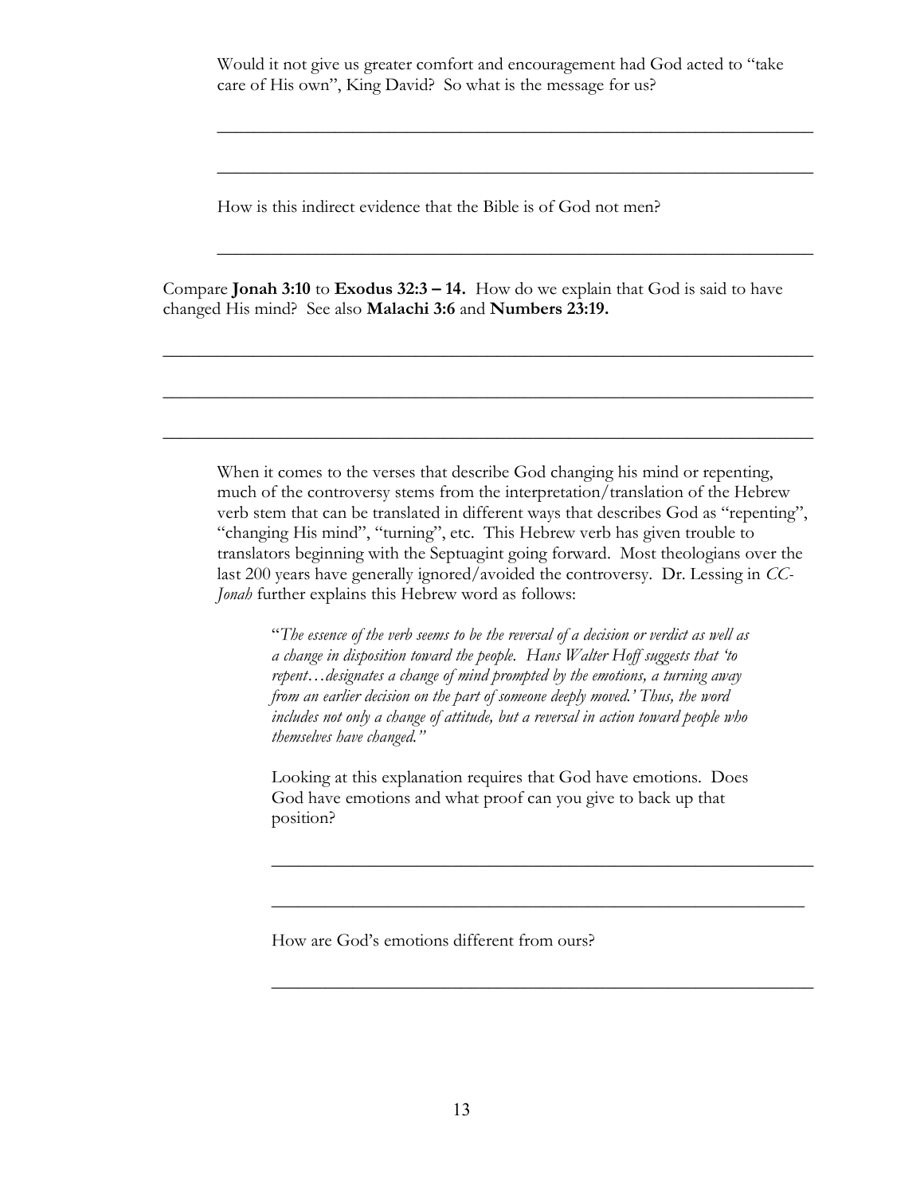Would it not give us greater comfort and encouragement had God acted to "take care of His own", King David? So what is the message for us?

_______________________________________________________________

_______________________________________________________________

How is this indirect evidence that the Bible is of God not men?

_______________________________________________________________

Compare **Jonah 3:10** to **Exodus 32:3 – 14.** How do we explain that God is said to have changed His mind? See also **Malachi 3:6** and **Numbers 23:19.**

_______________________________________________________________________

_______________________________________________________________________

_______________________________________________________________________

When it comes to the verses that describe God changing his mind or repenting, much of the controversy stems from the interpretation/translation of the Hebrew verb stem that can be translated in different ways that describes God as "repenting", "changing His mind", "turning", etc. This Hebrew verb has given trouble to translators beginning with the Septuagint going forward. Most theologians over the last 200 years have generally ignored/avoided the controversy. Dr. Lessing in *CC-Jonah* further explains this Hebrew word as follows:

> "*The essence of the verb seems to be the reversal of a decision or verdict as well as a change in disposition toward the people. Hans Walter Hoff suggests that 'to repent…designates a change of mind prompted by the emotions, a turning away from an earlier decision on the part of someone deeply moved.' Thus, the word includes not only a change of attitude, but a reversal in action toward people who themselves have changed.*"
>
> Looking at this explanation requires that God have emotions. Does God have emotions and what proof can you give to back up that position?
>
> ___________________________________________________________
>
> ___________________________________________________________
>
> How are God's emotions different from ours?
>
> ___________________________________________________________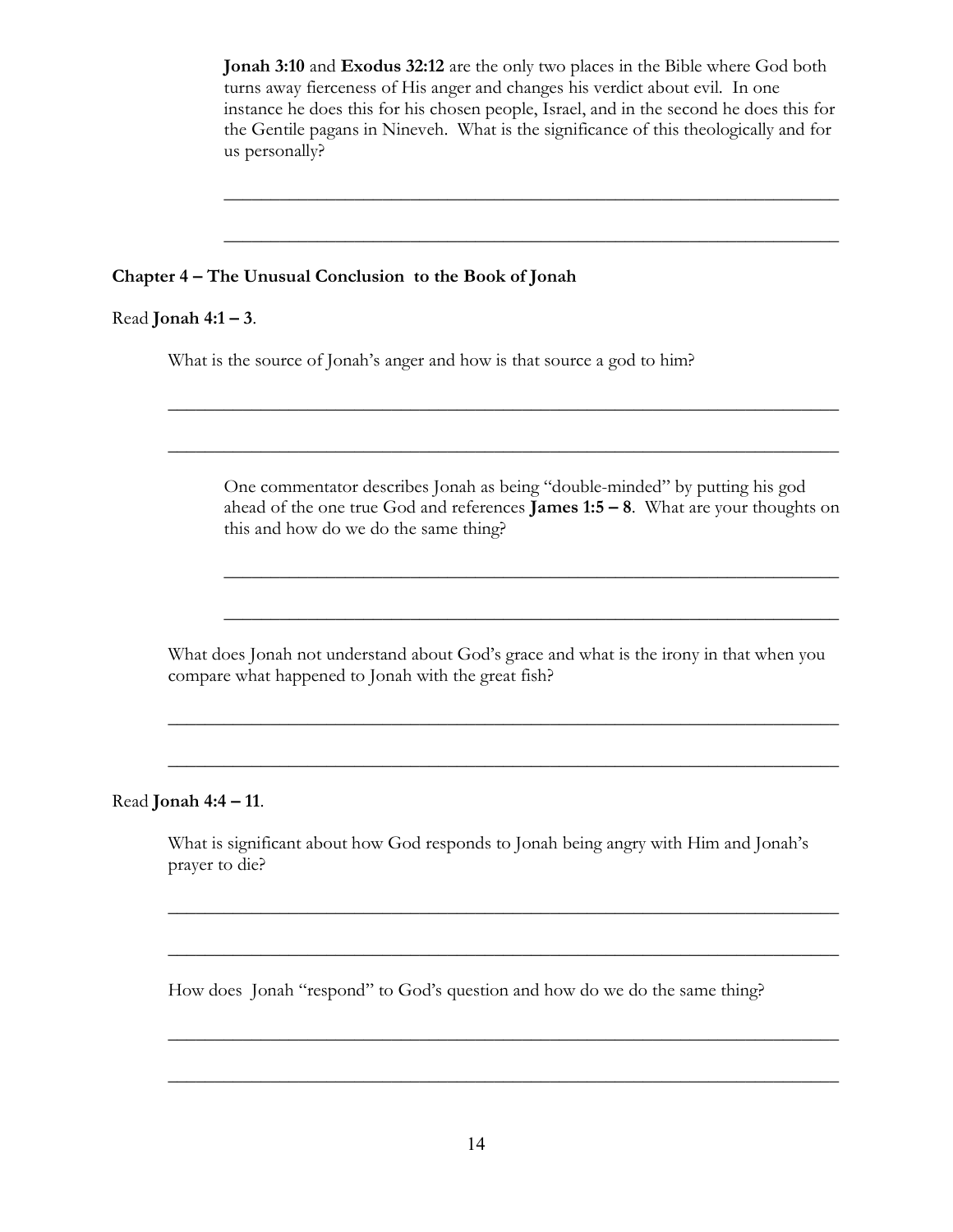**Jonah 3:10** and **Exodus 32:12** are the only two places in the Bible where God both turns away fierceness of His anger and changes his verdict about evil. In one instance he does this for his chosen people, Israel, and in the second he does this for the Gentile pagans in Nineveh. What is the significance of this theologically and for us personally?

\_\_\_\_\_\_\_\_\_\_\_\_\_\_\_\_\_\_\_\_\_\_\_\_\_\_\_\_\_\_\_\_\_\_\_\_\_\_\_\_\_\_\_\_\_\_\_\_\_\_\_\_\_\_\_\_\_\_\_\_\_\_\_\_\_\_

\_\_\_\_\_\_\_\_\_\_\_\_\_\_\_\_\_\_\_\_\_\_\_\_\_\_\_\_\_\_\_\_\_\_\_\_\_\_\_\_\_\_\_\_\_\_\_\_\_\_\_\_\_\_\_\_\_\_\_\_\_\_\_\_\_\_

**Chapter 4 – The Unusual Conclusion to the Book of Jonah**

Read **Jonah 4:1 – 3**.

What is the source of Jonah's anger and how is that source a god to him?

\_\_\_\_\_\_\_\_\_\_\_\_\_\_\_\_\_\_\_\_\_\_\_\_\_\_\_\_\_\_\_\_\_\_\_\_\_\_\_\_\_\_\_\_\_\_\_\_\_\_\_\_\_\_\_\_\_\_\_\_\_\_\_\_\_\_\_\_\_\_

\_\_\_\_\_\_\_\_\_\_\_\_\_\_\_\_\_\_\_\_\_\_\_\_\_\_\_\_\_\_\_\_\_\_\_\_\_\_\_\_\_\_\_\_\_\_\_\_\_\_\_\_\_\_\_\_\_\_\_\_\_\_\_\_\_\_\_\_\_\_

One commentator describes Jonah as being "double-minded" by putting his god ahead of the one true God and references **James 1:5 – 8**. What are your thoughts on this and how do we do the same thing?

\_\_\_\_\_\_\_\_\_\_\_\_\_\_\_\_\_\_\_\_\_\_\_\_\_\_\_\_\_\_\_\_\_\_\_\_\_\_\_\_\_\_\_\_\_\_\_\_\_\_\_\_\_\_\_\_\_\_\_\_\_\_\_\_\_\_

\_\_\_\_\_\_\_\_\_\_\_\_\_\_\_\_\_\_\_\_\_\_\_\_\_\_\_\_\_\_\_\_\_\_\_\_\_\_\_\_\_\_\_\_\_\_\_\_\_\_\_\_\_\_\_\_\_\_\_\_\_\_\_\_\_\_

What does Jonah not understand about God's grace and what is the irony in that when you compare what happened to Jonah with the great fish?

\_\_\_\_\_\_\_\_\_\_\_\_\_\_\_\_\_\_\_\_\_\_\_\_\_\_\_\_\_\_\_\_\_\_\_\_\_\_\_\_\_\_\_\_\_\_\_\_\_\_\_\_\_\_\_\_\_\_\_\_\_\_\_\_\_\_\_\_\_\_

\_\_\_\_\_\_\_\_\_\_\_\_\_\_\_\_\_\_\_\_\_\_\_\_\_\_\_\_\_\_\_\_\_\_\_\_\_\_\_\_\_\_\_\_\_\_\_\_\_\_\_\_\_\_\_\_\_\_\_\_\_\_\_\_\_\_\_\_\_\_

Read **Jonah 4:4 – 11**.

What is significant about how God responds to Jonah being angry with Him and Jonah's prayer to die?

\_\_\_\_\_\_\_\_\_\_\_\_\_\_\_\_\_\_\_\_\_\_\_\_\_\_\_\_\_\_\_\_\_\_\_\_\_\_\_\_\_\_\_\_\_\_\_\_\_\_\_\_\_\_\_\_\_\_\_\_\_\_\_\_\_\_\_\_\_\_

\_\_\_\_\_\_\_\_\_\_\_\_\_\_\_\_\_\_\_\_\_\_\_\_\_\_\_\_\_\_\_\_\_\_\_\_\_\_\_\_\_\_\_\_\_\_\_\_\_\_\_\_\_\_\_\_\_\_\_\_\_\_\_\_\_\_\_\_\_\_

How does Jonah "respond" to God's question and how do we do the same thing?

\_\_\_\_\_\_\_\_\_\_\_\_\_\_\_\_\_\_\_\_\_\_\_\_\_\_\_\_\_\_\_\_\_\_\_\_\_\_\_\_\_\_\_\_\_\_\_\_\_\_\_\_\_\_\_\_\_\_\_\_\_\_\_\_\_\_\_\_\_\_

\_\_\_\_\_\_\_\_\_\_\_\_\_\_\_\_\_\_\_\_\_\_\_\_\_\_\_\_\_\_\_\_\_\_\_\_\_\_\_\_\_\_\_\_\_\_\_\_\_\_\_\_\_\_\_\_\_\_\_\_\_\_\_\_\_\_\_\_\_\_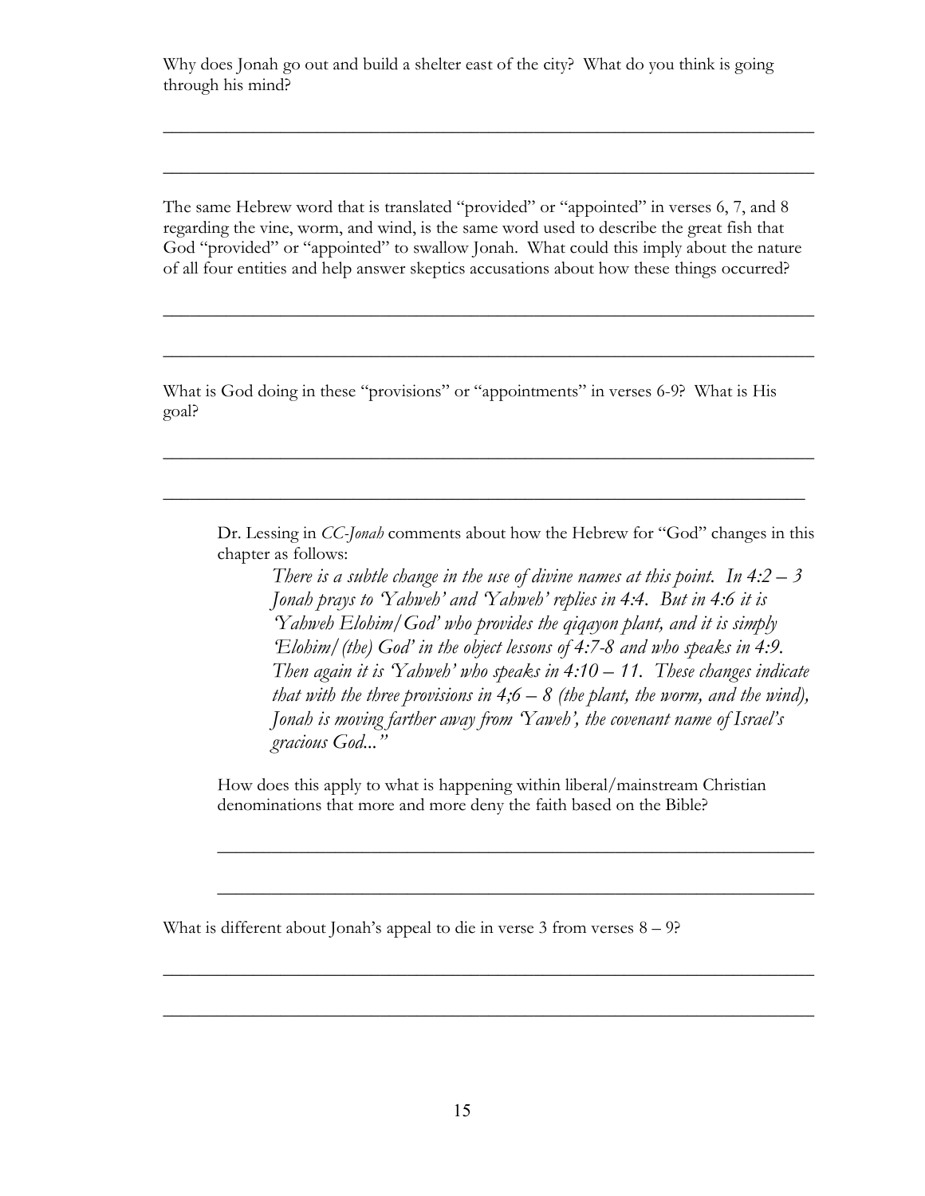Why does Jonah go out and build a shelter east of the city? What do you think is going through his mind?

\_\_\_\_\_\_\_\_\_\_\_\_\_\_\_\_\_\_\_\_\_\_\_\_\_\_\_\_\_\_\_\_\_\_\_\_\_\_\_\_\_\_\_\_\_\_\_\_\_\_\_\_\_\_\_\_\_\_\_\_\_\_\_\_\_\_\_\_\_\_

\_\_\_\_\_\_\_\_\_\_\_\_\_\_\_\_\_\_\_\_\_\_\_\_\_\_\_\_\_\_\_\_\_\_\_\_\_\_\_\_\_\_\_\_\_\_\_\_\_\_\_\_\_\_\_\_\_\_\_\_\_\_\_\_\_\_\_\_\_\_

The same Hebrew word that is translated "provided" or "appointed" in verses 6, 7, and 8 regarding the vine, worm, and wind, is the same word used to describe the great fish that God "provided" or "appointed" to swallow Jonah. What could this imply about the nature of all four entities and help answer skeptics accusations about how these things occurred?

\_\_\_\_\_\_\_\_\_\_\_\_\_\_\_\_\_\_\_\_\_\_\_\_\_\_\_\_\_\_\_\_\_\_\_\_\_\_\_\_\_\_\_\_\_\_\_\_\_\_\_\_\_\_\_\_\_\_\_\_\_\_\_\_\_\_\_\_\_\_

\_\_\_\_\_\_\_\_\_\_\_\_\_\_\_\_\_\_\_\_\_\_\_\_\_\_\_\_\_\_\_\_\_\_\_\_\_\_\_\_\_\_\_\_\_\_\_\_\_\_\_\_\_\_\_\_\_\_\_\_\_\_\_\_\_\_\_\_\_\_

What is God doing in these "provisions" or "appointments" in verses 6-9? What is His goal?

\_\_\_\_\_\_\_\_\_\_\_\_\_\_\_\_\_\_\_\_\_\_\_\_\_\_\_\_\_\_\_\_\_\_\_\_\_\_\_\_\_\_\_\_\_\_\_\_\_\_\_\_\_\_\_\_\_\_\_\_\_\_\_\_\_\_\_\_\_\_

\_\_\_\_\_\_\_\_\_\_\_\_\_\_\_\_\_\_\_\_\_\_\_\_\_\_\_\_\_\_\_\_\_\_\_\_\_\_\_\_\_\_\_\_\_\_\_\_\_\_\_\_\_\_\_\_\_\_\_\_\_\_\_\_\_\_\_\_\_\_

> Dr. Lessing in *CC-Jonah* comments about how the Hebrew for "God" changes in this chapter as follows:
>
> > *There is a subtle change in the use of divine names at this point. In 4:2 – 3 Jonah prays to 'Yahweh' and 'Yahweh' replies in 4:4. But in 4:6 it is 'Yahweh Elohim/God' who provides the qiqayon plant, and it is simply 'Elohim/(the) God' in the object lessons of 4:7-8 and who speaks in 4:9. Then again it is 'Yahweh' who speaks in 4:10 – 11. These changes indicate that with the three provisions in 4;6 – 8 (the plant, the worm, and the wind), Jonah is moving farther away from 'Yaweh', the covenant name of Israel's gracious God..."*
>
> How does this apply to what is happening within liberal/mainstream Christian denominations that more and more deny the faith based on the Bible?
>
> \_\_\_\_\_\_\_\_\_\_\_\_\_\_\_\_\_\_\_\_\_\_\_\_\_\_\_\_\_\_\_\_\_\_\_\_\_\_\_\_\_\_\_\_\_\_\_\_\_\_\_\_\_\_\_\_\_\_\_\_\_\_
>
> \_\_\_\_\_\_\_\_\_\_\_\_\_\_\_\_\_\_\_\_\_\_\_\_\_\_\_\_\_\_\_\_\_\_\_\_\_\_\_\_\_\_\_\_\_\_\_\_\_\_\_\_\_\_\_\_\_\_\_\_\_\_

What is different about Jonah's appeal to die in verse 3 from verses 8 – 9?

\_\_\_\_\_\_\_\_\_\_\_\_\_\_\_\_\_\_\_\_\_\_\_\_\_\_\_\_\_\_\_\_\_\_\_\_\_\_\_\_\_\_\_\_\_\_\_\_\_\_\_\_\_\_\_\_\_\_\_\_\_\_\_\_\_\_\_\_\_\_

\_\_\_\_\_\_\_\_\_\_\_\_\_\_\_\_\_\_\_\_\_\_\_\_\_\_\_\_\_\_\_\_\_\_\_\_\_\_\_\_\_\_\_\_\_\_\_\_\_\_\_\_\_\_\_\_\_\_\_\_\_\_\_\_\_\_\_\_\_\_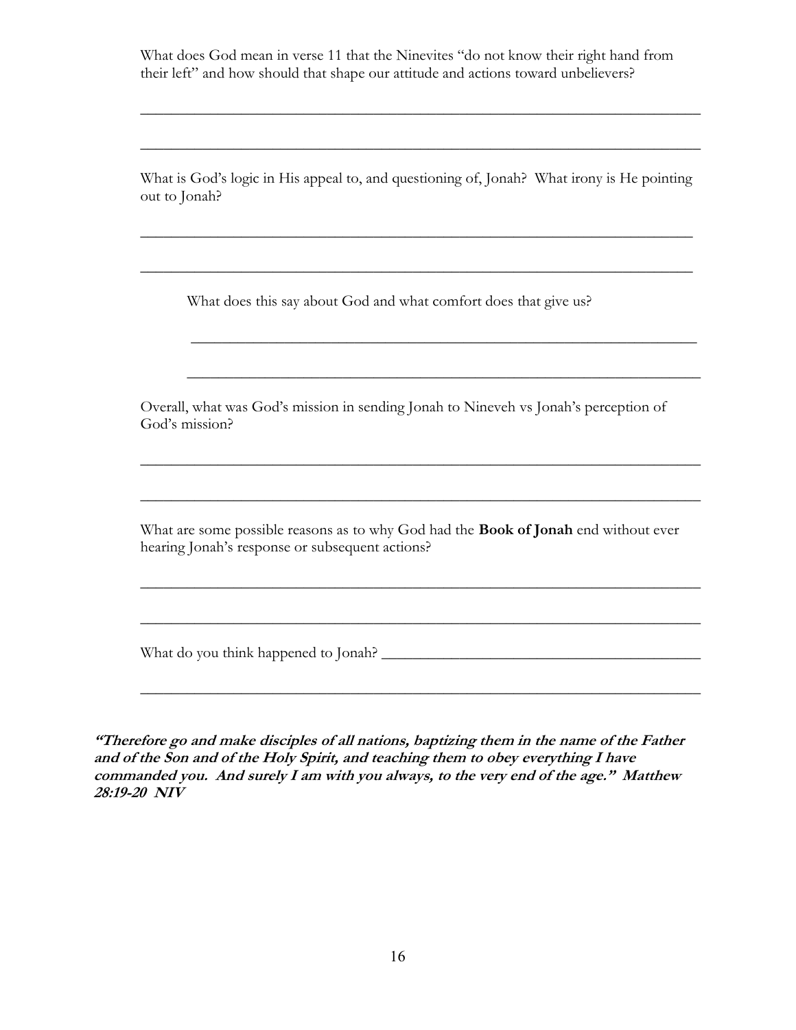What does God mean in verse 11 that the Ninevites "do not know their right hand from their left" and how should that shape our attitude and actions toward unbelievers?

___________________________________________________________________________

___________________________________________________________________________

What is God's logic in His appeal to, and questioning of, Jonah? What irony is He pointing out to Jonah?

___________________________________________________________________________

___________________________________________________________________________

What does this say about God and what comfort does that give us?

___________________________________________________________________

___________________________________________________________________

Overall, what was God's mission in sending Jonah to Nineveh vs Jonah's perception of God's mission?

___________________________________________________________________________

___________________________________________________________________________

What are some possible reasons as to why God had the **Book of Jonah** end without ever hearing Jonah's response or subsequent actions?

___________________________________________________________________________

___________________________________________________________________________

What do you think happened to Jonah? ___________________________________________

___________________________________________________________________________

***"Therefore go and make disciples of all nations, baptizing them in the name of the Father and of the Son and of the Holy Spirit, and teaching them to obey everything I have commanded you. And surely I am with you always, to the very end of the age." Matthew 28:19-20 NIV***